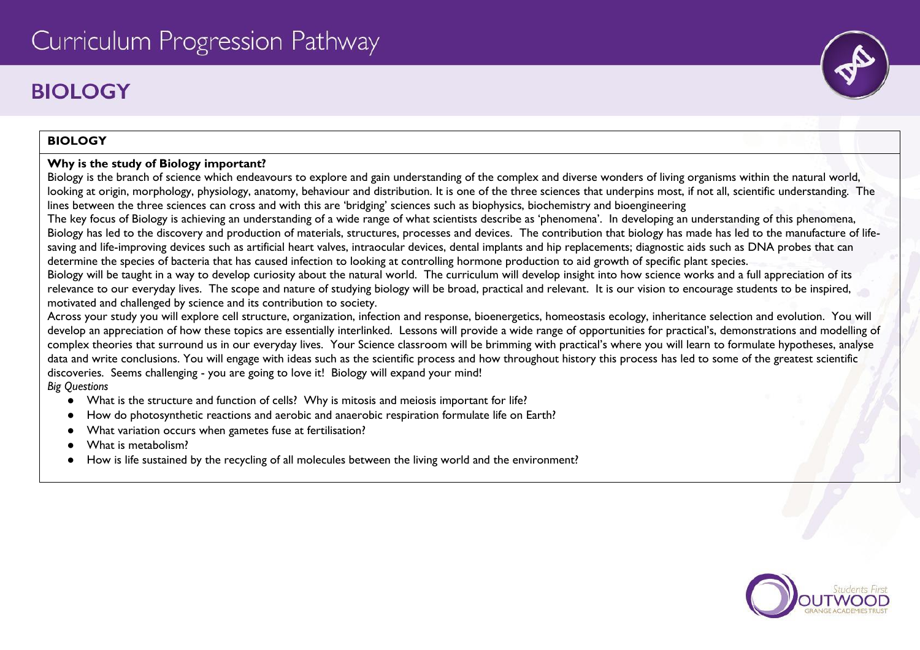# Curriculum Progression Pathway

## BIOLOGY

**BIOLOGY**

**Why is the study of Biology important?**

Biology is the branch of science which endeavours to explore and gain understanding of the complex and diverse wonders of living organisms within the natural world, looking at origin, morphology, physiology, anatomy, behaviour and distribution. It is one of the three sciences that underpins most, if not all, scientific understanding. The lines between the three sciences can cross and with this are 'bridging' sciences such as biophysics, biochemistry and bioengineering

The key focus of Biology is achieving an understanding of a wide range of what scientists describe as 'phenomena'. In developing an understanding of this phenomena, Biology has led to the discovery and production of materials, structures, processes and devices. The contribution that biology has made has led to the manufacture of life-saving and life-improving devices such as artificial heart valves, intraocular devices, dental implants and hip replacements; diagnostic aids such as DNA probes that can determine the species of bacteria that has caused infection to looking at controlling hormone production to aid growth of specific plant species.

Biology will be taught in a way to develop curiosity about the natural world. The curriculum will develop insight into how science works and a full appreciation of its relevance to our everyday lives. The scope and nature of studying biology will be broad, practical and relevant. It is our vision to encourage students to be inspired, motivated and challenged by science and its contribution to society.

Across your study you will explore cell structure, organization, infection and response, bioenergetics, homeostasis ecology, inheritance selection and evolution. You will develop an appreciation of how these topics are essentially interlinked. Lessons will provide a wide range of opportunities for practical's, demonstrations and modelling of complex theories that surround us in our everyday lives. Your Science classroom will be brimming with practical's where you will learn to formulate hypotheses, analyse data and write conclusions. You will engage with ideas such as the scientific process and how throughout history this process has led to some of the greatest scientific discoveries. Seems challenging - you are going to love it! Biology will expand your mind!

*Big Questions*

- What is the structure and function of cells? Why is mitosis and meiosis important for life?
- How do photosynthetic reactions and aerobic and anaerobic respiration formulate life on Earth?
- What variation occurs when gametes fuse at fertilisation?
- What is metabolism?
- How is life sustained by the recycling of all molecules between the living world and the environment?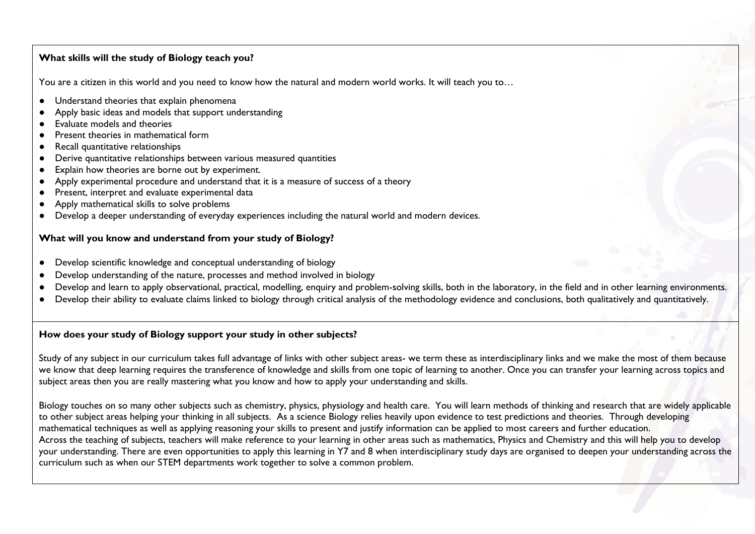**What skills will the study of Biology teach you?**

You are a citizen in this world and you need to know how the natural and modern world works. It will teach you to…

- Understand theories that explain phenomena
- Apply basic ideas and models that support understanding
- Evaluate models and theories
- Present theories in mathematical form
- Recall quantitative relationships
- Derive quantitative relationships between various measured quantities
- Explain how theories are borne out by experiment.
- Apply experimental procedure and understand that it is a measure of success of a theory
- Present, interpret and evaluate experimental data
- Apply mathematical skills to solve problems
- Develop a deeper understanding of everyday experiences including the natural world and modern devices.

**What will you know and understand from your study of Biology?**

- Develop scientific knowledge and conceptual understanding of biology
- Develop understanding of the nature, processes and method involved in biology
- Develop and learn to apply observational, practical, modelling, enquiry and problem-solving skills, both in the laboratory, in the field and in other learning environments.
- Develop their ability to evaluate claims linked to biology through critical analysis of the methodology evidence and conclusions, both qualitatively and quantitatively.

**How does your study of Biology support your study in other subjects?**

Study of any subject in our curriculum takes full advantage of links with other subject areas- we term these as interdisciplinary links and we make the most of them because we know that deep learning requires the transference of knowledge and skills from one topic of learning to another. Once you can transfer your learning across topics and subject areas then you are really mastering what you know and how to apply your understanding and skills.

Biology touches on so many other subjects such as chemistry, physics, physiology and health care. You will learn methods of thinking and research that are widely applicable to other subject areas helping your thinking in all subjects. As a science Biology relies heavily upon evidence to test predictions and theories. Through developing mathematical techniques as well as applying reasoning your skills to present and justify information can be applied to most careers and further education.
Across the teaching of subjects, teachers will make reference to your learning in other areas such as mathematics, Physics and Chemistry and this will help you to develop your understanding. There are even opportunities to apply this learning in Y7 and 8 when interdisciplinary study days are organised to deepen your understanding across the curriculum such as when our STEM departments work together to solve a common problem.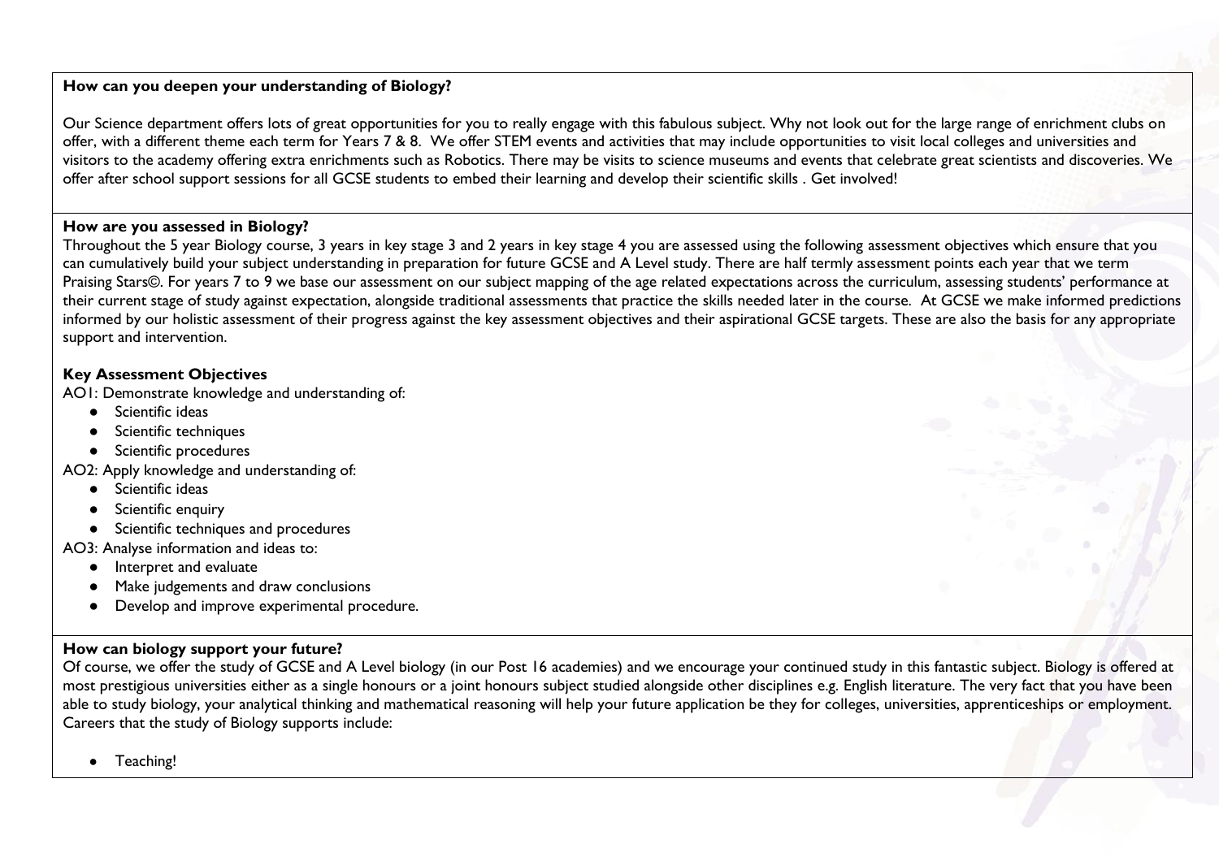**How can you deepen your understanding of Biology?**

Our Science department offers lots of great opportunities for you to really engage with this fabulous subject. Why not look out for the large range of enrichment clubs on offer, with a different theme each term for Years 7 & 8. We offer STEM events and activities that may include opportunities to visit local colleges and universities and visitors to the academy offering extra enrichments such as Robotics. There may be visits to science museums and events that celebrate great scientists and discoveries. We offer after school support sessions for all GCSE students to embed their learning and develop their scientific skills . Get involved!

**How are you assessed in Biology?**

Throughout the 5 year Biology course, 3 years in key stage 3 and 2 years in key stage 4 you are assessed using the following assessment objectives which ensure that you can cumulatively build your subject understanding in preparation for future GCSE and A Level study. There are half termly assessment points each year that we term Praising Stars©. For years 7 to 9 we base our assessment on our subject mapping of the age related expectations across the curriculum, assessing students' performance at their current stage of study against expectation, alongside traditional assessments that practice the skills needed later in the course. At GCSE we make informed predictions informed by our holistic assessment of their progress against the key assessment objectives and their aspirational GCSE targets. These are also the basis for any appropriate support and intervention.

**Key Assessment Objectives**

AO1: Demonstrate knowledge and understanding of:

- Scientific ideas
- Scientific techniques
- Scientific procedures

AO2: Apply knowledge and understanding of:

- Scientific ideas
- Scientific enquiry
- Scientific techniques and procedures

AO3: Analyse information and ideas to:

- Interpret and evaluate
- Make judgements and draw conclusions
- Develop and improve experimental procedure.

**How can biology support your future?**

Of course, we offer the study of GCSE and A Level biology (in our Post 16 academies) and we encourage your continued study in this fantastic subject. Biology is offered at most prestigious universities either as a single honours or a joint honours subject studied alongside other disciplines e.g. English literature. The very fact that you have been able to study biology, your analytical thinking and mathematical reasoning will help your future application be they for colleges, universities, apprenticeships or employment. Careers that the study of Biology supports include:

- Teaching!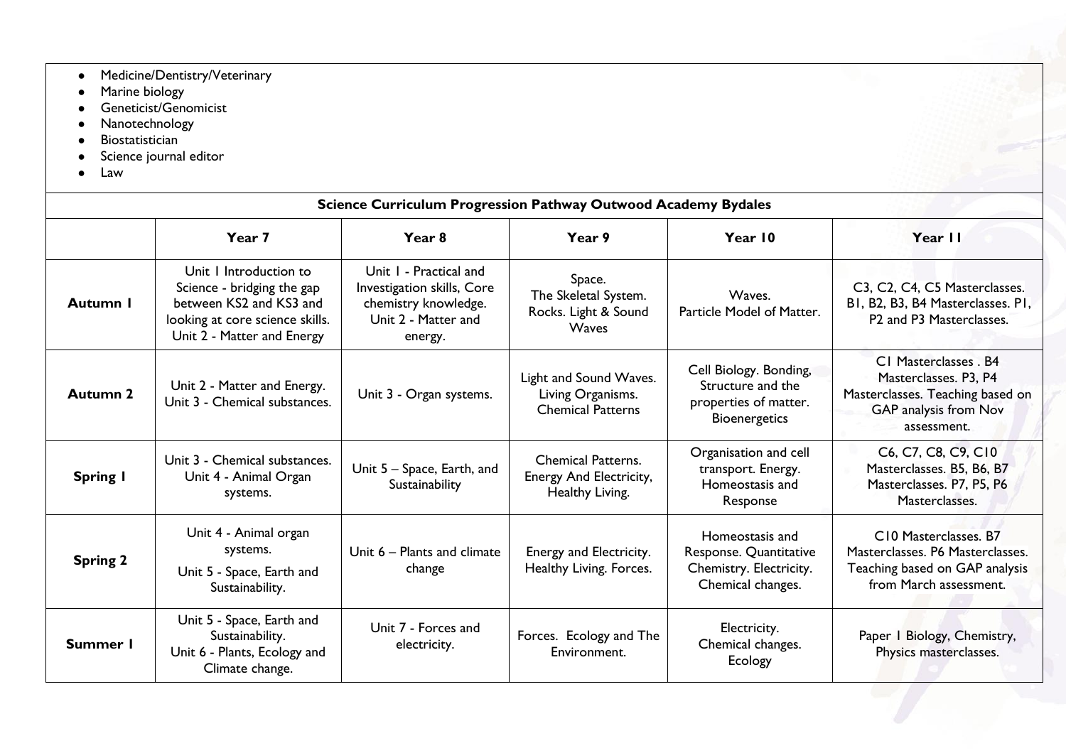- Medicine/Dentistry/Veterinary
- Marine biology
- Geneticist/Genomicist
- Nanotechnology
- Biostatistician
- Science journal editor
- Law

## Science Curriculum Progression Pathway Outwood Academy Bydales

| | Year 7 | Year 8 | Year 9 | Year 10 | Year 11 |
|---|---|---|---|---|---|
| **Autumn 1** | Unit 1 Introduction to Science - bridging the gap between KS2 and KS3 and looking at core science skills. Unit 2 - Matter and Energy | Unit 1 - Practical and Investigation skills, Core chemistry knowledge. Unit 2 - Matter and energy. | Space. The Skeletal System. Rocks. Light & Sound Waves | Waves. Particle Model of Matter. | C3, C2, C4, C5 Masterclasses. B1, B2, B3, B4 Masterclasses. P1, P2 and P3 Masterclasses. |
| **Autumn 2** | Unit 2 - Matter and Energy. Unit 3 - Chemical substances. | Unit 3 - Organ systems. | Light and Sound Waves. Living Organisms. Chemical Patterns | Cell Biology. Bonding, Structure and the properties of matter. Bioenergetics | C1 Masterclasses . B4 Masterclasses. P3, P4 Masterclasses. Teaching based on GAP analysis from Nov assessment. |
| **Spring 1** | Unit 3 - Chemical substances. Unit 4 - Animal Organ systems. | Unit 5 – Space, Earth, and Sustainability | Chemical Patterns. Energy And Electricity, Healthy Living. | Organisation and cell transport. Energy. Homeostasis and Response | C6, C7, C8, C9, C10 Masterclasses. B5, B6, B7 Masterclasses. P7, P5, P6 Masterclasses. |
| **Spring 2** | Unit 4 - Animal organ systems. Unit 5 - Space, Earth and Sustainability. | Unit 6 – Plants and climate change | Energy and Electricity. Healthy Living. Forces. | Homeostasis and Response. Quantitative Chemistry. Electricity. Chemical changes. | C10 Masterclasses. B7 Masterclasses. P6 Masterclasses. Teaching based on GAP analysis from March assessment. |
| **Summer 1** | Unit 5 - Space, Earth and Sustainability. Unit 6 - Plants, Ecology and Climate change. | Unit 7 - Forces and electricity. | Forces. Ecology and The Environment. | Electricity. Chemical changes. Ecology | Paper 1 Biology, Chemistry, Physics masterclasses. |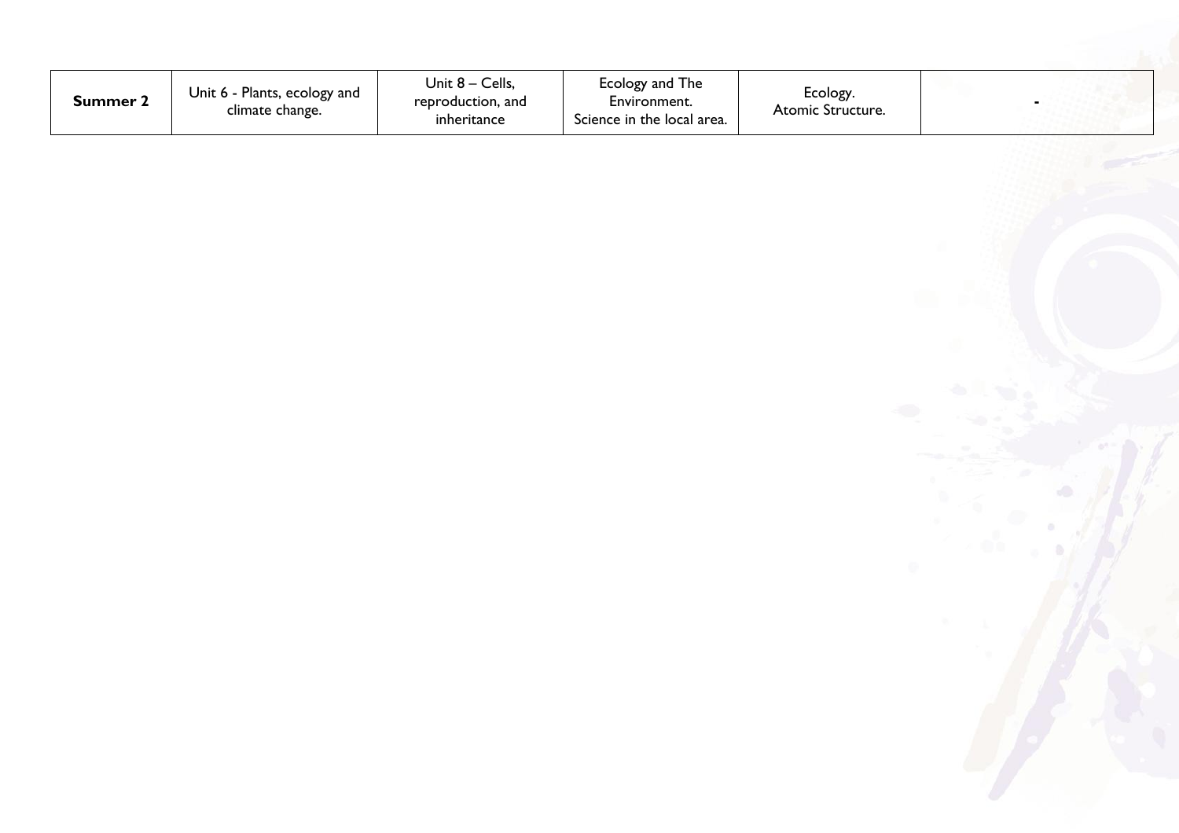| | | | | | |
|---|---|---|---|---|---|
| **Summer 2** | Unit 6 - Plants, ecology and climate change. | Unit 8 – Cells, reproduction, and inheritance | Ecology and The Environment. Science in the local area. | Ecology. Atomic Structure. | - |